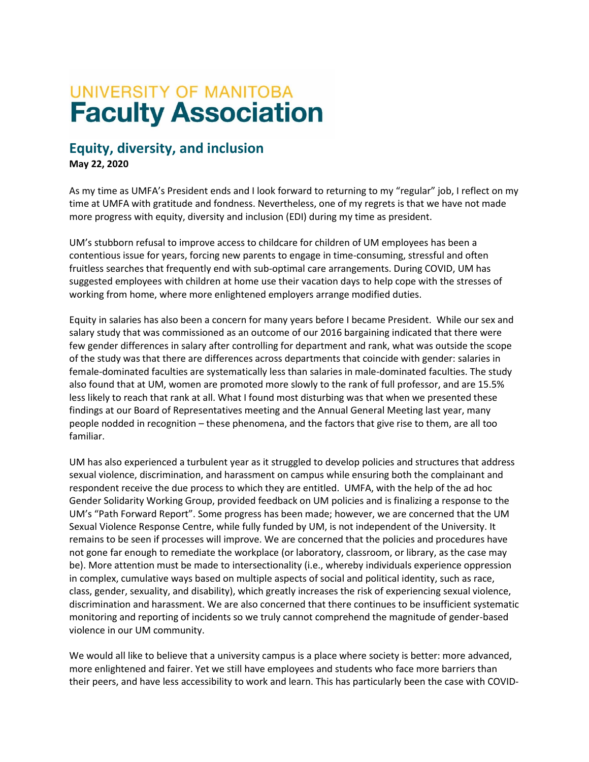# UNIVERSITY OF MANITOBA
# Faculty Association

## Equity, diversity, and inclusion

**May 22, 2020**

As my time as UMFA's President ends and I look forward to returning to my "regular" job, I reflect on my time at UMFA with gratitude and fondness. Nevertheless, one of my regrets is that we have not made more progress with equity, diversity and inclusion (EDI) during my time as president.

UM's stubborn refusal to improve access to childcare for children of UM employees has been a contentious issue for years, forcing new parents to engage in time-consuming, stressful and often fruitless searches that frequently end with sub-optimal care arrangements. During COVID, UM has suggested employees with children at home use their vacation days to help cope with the stresses of working from home, where more enlightened employers arrange modified duties.

Equity in salaries has also been a concern for many years before I became President. While our sex and salary study that was commissioned as an outcome of our 2016 bargaining indicated that there were few gender differences in salary after controlling for department and rank, what was outside the scope of the study was that there are differences across departments that coincide with gender: salaries in female-dominated faculties are systematically less than salaries in male-dominated faculties. The study also found that at UM, women are promoted more slowly to the rank of full professor, and are 15.5% less likely to reach that rank at all. What I found most disturbing was that when we presented these findings at our Board of Representatives meeting and the Annual General Meeting last year, many people nodded in recognition – these phenomena, and the factors that give rise to them, are all too familiar.

UM has also experienced a turbulent year as it struggled to develop policies and structures that address sexual violence, discrimination, and harassment on campus while ensuring both the complainant and respondent receive the due process to which they are entitled. UMFA, with the help of the ad hoc Gender Solidarity Working Group, provided feedback on UM policies and is finalizing a response to the UM's "Path Forward Report". Some progress has been made; however, we are concerned that the UM Sexual Violence Response Centre, while fully funded by UM, is not independent of the University. It remains to be seen if processes will improve. We are concerned that the policies and procedures have not gone far enough to remediate the workplace (or laboratory, classroom, or library, as the case may be). More attention must be made to intersectionality (i.e., whereby individuals experience oppression in complex, cumulative ways based on multiple aspects of social and political identity, such as race, class, gender, sexuality, and disability), which greatly increases the risk of experiencing sexual violence, discrimination and harassment. We are also concerned that there continues to be insufficient systematic monitoring and reporting of incidents so we truly cannot comprehend the magnitude of gender-based violence in our UM community.

We would all like to believe that a university campus is a place where society is better: more advanced, more enlightened and fairer. Yet we still have employees and students who face more barriers than their peers, and have less accessibility to work and learn. This has particularly been the case with COVID-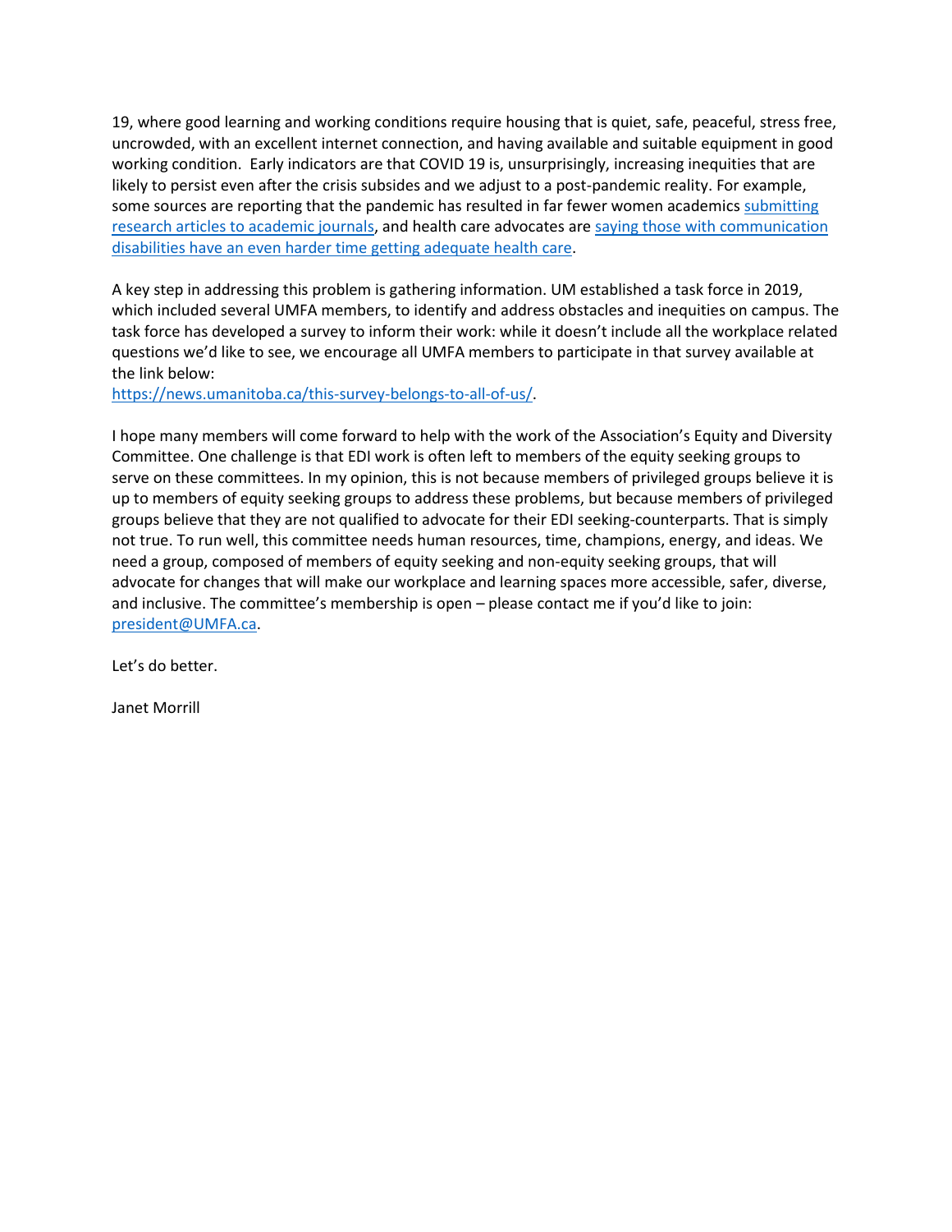19, where good learning and working conditions require housing that is quiet, safe, peaceful, stress free, uncrowded, with an excellent internet connection, and having available and suitable equipment in good working condition. Early indicators are that COVID 19 is, unsurprisingly, increasing inequities that are likely to persist even after the crisis subsides and we adjust to a post-pandemic reality. For example, some sources are reporting that the pandemic has resulted in far fewer women academics submitting research articles to academic journals, and health care advocates are saying those with communication disabilities have an even harder time getting adequate health care.

A key step in addressing this problem is gathering information. UM established a task force in 2019, which included several UMFA members, to identify and address obstacles and inequities on campus. The task force has developed a survey to inform their work: while it doesn't include all the workplace related questions we'd like to see, we encourage all UMFA members to participate in that survey available at the link below:
https://news.umanitoba.ca/this-survey-belongs-to-all-of-us/.

I hope many members will come forward to help with the work of the Association's Equity and Diversity Committee. One challenge is that EDI work is often left to members of the equity seeking groups to serve on these committees. In my opinion, this is not because members of privileged groups believe it is up to members of equity seeking groups to address these problems, but because members of privileged groups believe that they are not qualified to advocate for their EDI seeking-counterparts. That is simply not true. To run well, this committee needs human resources, time, champions, energy, and ideas. We need a group, composed of members of equity seeking and non-equity seeking groups, that will advocate for changes that will make our workplace and learning spaces more accessible, safer, diverse, and inclusive. The committee's membership is open – please contact me if you'd like to join: president@UMFA.ca.

Let's do better.

Janet Morrill